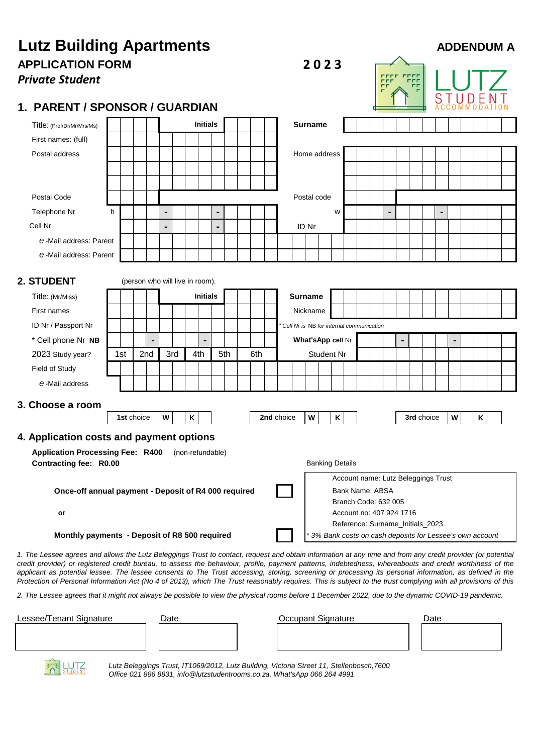# Lutz Building Apartments

**ADDENDUM A**

## APPLICATION FORM

**2023**

***Private Student***

LUTZ STUDENT ACCOMMODATION

## 1. PARENT / SPONSOR / GUARDIAN

| | | | |
|---|---|---|---|
| Title: (Prof/Dr/Mr/Mrs/Ms) | Initials | Surname | |
| First names: (full) | | | |
| Postal address | | Home address | |
| | | | |
| | | | |
| Postal Code | | Postal code | |
| Telephone Nr | h - - | w | - - |
| Cell Nr | - - | ID Nr | |
| e-Mail address: Parent | | | |
| e-Mail address: Parent | | | |

## 2. STUDENT

(person who will live in room).

| | | | | | | | |
|---|---|---|---|---|---|---|---|
| Title: (Mr/Miss) | | | Initials | | | Surname | |
| First names | | | | | | Nickname | |
| ID Nr / Passport Nr | | | | | | * Cell Nr is NB for internal communication | |
| * Cell phone Nr **NB** | - - | | | | | **What'sApp** cell Nr | - - |
| 2023 Study year? | 1st | 2nd | 3rd | 4th | 5th | 6th | Student Nr |
| Field of Study | | | | | | | |
| e-Mail address | | | | | | | |

## 3. Choose a room

| | | | | | | | | |
|---|---|---|---|---|---|---|---|---|
| **1st** choice | W | K | **2nd** choice | W | K | **3rd** choice | W | K |

## 4. Application costs and payment options

**Application Processing Fee: R400** (non-refundable)

**Contracting fee: R0.00**

**Once-off annual payment - Deposit of R4 000 required** ☐

**or**

**Monthly payments - Deposit of R8 500 required** ☐

Banking Details

Account name: Lutz Beleggings Trust
Bank Name: ABSA
Branch Code: 632 005
Account no: 407 924 1716
Reference: Surname_Initials_2023

*\* 3% Bank costs on cash deposits for Lessee's own account*

*1. The Lessee agrees and allows the Lutz Beleggings Trust to contact, request and obtain information at any time and from any credit provider (or potential credit provider) or registered credit bureau, to assess the behaviour, profile, payment patterns, indebtedness, whereabouts and credit worthiness of the applicant as potential lessee. The lessee consents to The Trust accessing, storing, screening or processing its personal information, as defined in the Protection of Personal Information Act (No 4 of 2013), which The Trust reasonably requires. This is subject to the trust complying with all provisions of this*

*2. The Lessee agrees that it might not always be possible to view the physical rooms before 1 December 2022, due to the dynamic COVID-19 pandemic.*

| Lessee/Tenant Signature | Date | Occupant Signature | Date |
|---|---|---|---|
| | | | |

*Lutz Beleggings Trust, IT1069/2012, Lutz Building, Victoria Street 11, Stellenbosch,7600*
*Office 021 886 8831, info@lutzstudentrooms.co.za, What'sApp 066 264 4991*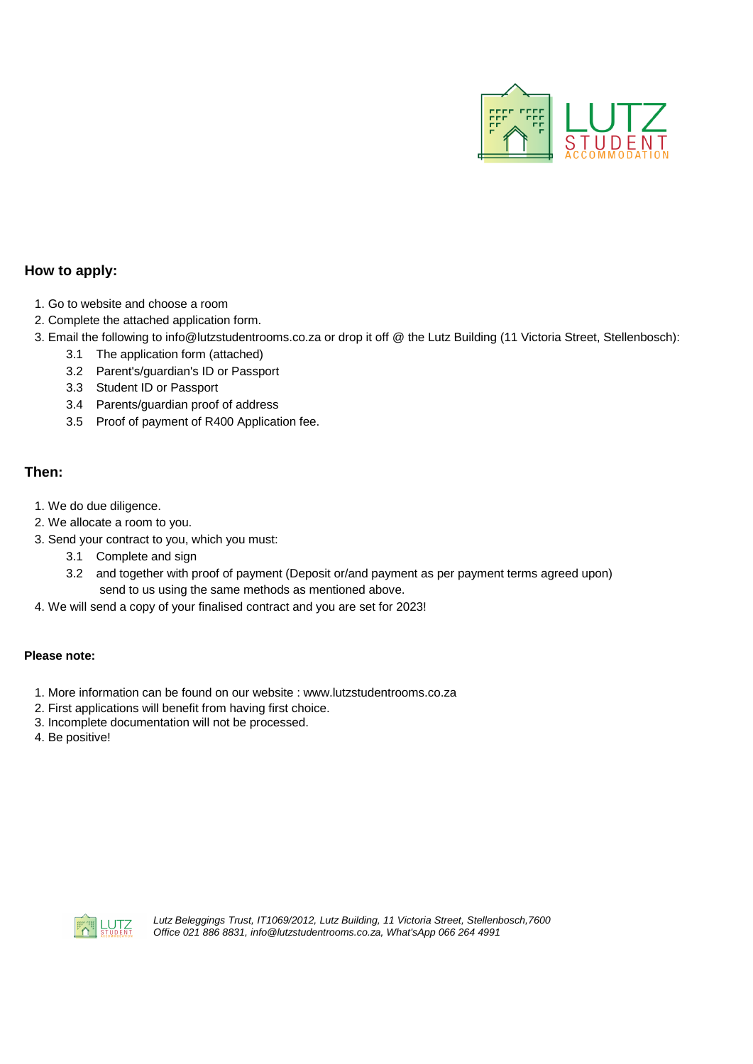### How to apply:

1. Go to website and choose a room
2. Complete the attached application form.
3. Email the following to info@lutzstudentrooms.co.za or drop it off @ the Lutz Building (11 Victoria Street, Stellenbosch):
   - 3.1 The application form (attached)
   - 3.2 Parent's/guardian's ID or Passport
   - 3.3 Student ID or Passport
   - 3.4 Parents/guardian proof of address
   - 3.5 Proof of payment of R400 Application fee.

### Then:

1. We do due diligence.
2. We allocate a room to you.
3. Send your contract to you, which you must:
   - 3.1 Complete and sign
   - 3.2 and together with proof of payment (Deposit or/and payment as per payment terms agreed upon) send to us using the same methods as mentioned above.
4. We will send a copy of your finalised contract and you are set for 2023!

**Please note:**

1. More information can be found on our website : www.lutzstudentrooms.co.za
2. First applications will benefit from having first choice.
3. Incomplete documentation will not be processed.
4. Be positive!

*Lutz Beleggings Trust, IT1069/2012, Lutz Building, 11 Victoria Street, Stellenbosch,7600*
*Office 021 886 8831, info@lutzstudentrooms.co.za, What'sApp 066 264 4991*